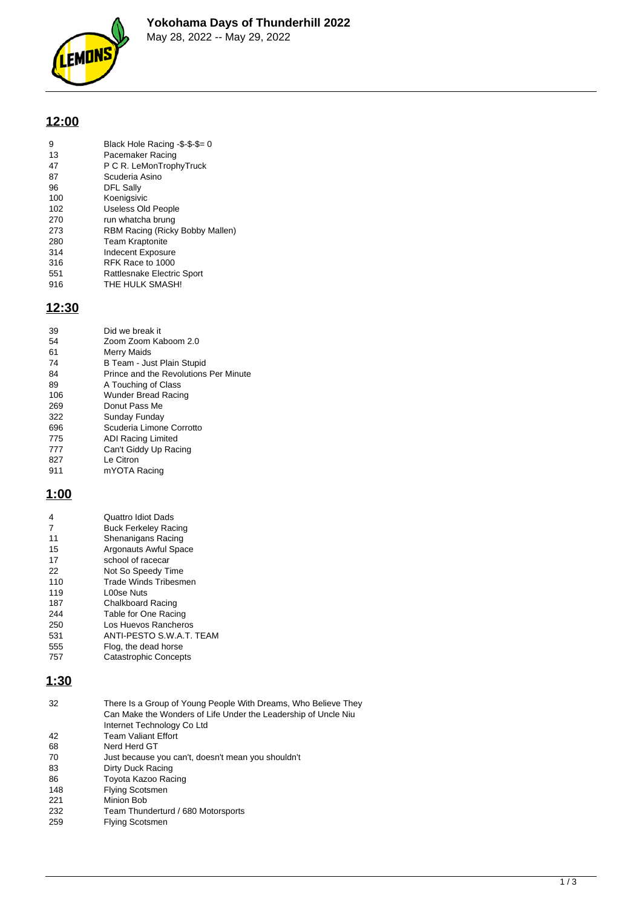# Yokohama Days of Thunderhill 2022

May 28, 2022 -- May 29, 2022

## 12:00

| | |
|---|---|
| 9 | Black Hole Racing -$-$-$= 0 |
| 13 | Pacemaker Racing |
| 47 | P C R. LeMonTrophyTruck |
| 87 | Scuderia Asino |
| 96 | DFL Sally |
| 100 | Koenigsivic |
| 102 | Useless Old People |
| 270 | run whatcha brung |
| 273 | RBM Racing (Ricky Bobby Mallen) |
| 280 | Team Kraptonite |
| 314 | Indecent Exposure |
| 316 | RFK Race to 1000 |
| 551 | Rattlesnake Electric Sport |
| 916 | THE HULK SMASH! |

## 12:30

| | |
|---|---|
| 39 | Did we break it |
| 54 | Zoom Zoom Kaboom 2.0 |
| 61 | Merry Maids |
| 74 | B Team - Just Plain Stupid |
| 84 | Prince and the Revolutions Per Minute |
| 89 | A Touching of Class |
| 106 | Wunder Bread Racing |
| 269 | Donut Pass Me |
| 322 | Sunday Funday |
| 696 | Scuderia Limone Corrotto |
| 775 | ADI Racing Limited |
| 777 | Can't Giddy Up Racing |
| 827 | Le Citron |
| 911 | mYOTA Racing |

## 1:00

| | |
|---|---|
| 4 | Quattro Idiot Dads |
| 7 | Buck Ferkeley Racing |
| 11 | Shenanigans Racing |
| 15 | Argonauts Awful Space |
| 17 | school of racecar |
| 22 | Not So Speedy Time |
| 110 | Trade Winds Tribesmen |
| 119 | L00se Nuts |
| 187 | Chalkboard Racing |
| 244 | Table for One Racing |
| 250 | Los Huevos Rancheros |
| 531 | ANTI-PESTO S.W.A.T. TEAM |
| 555 | Flog, the dead horse |
| 757 | Catastrophic Concepts |

## 1:30

| | |
|---|---|
| 32 | There Is a Group of Young People With Dreams, Who Believe They Can Make the Wonders of Life Under the Leadership of Uncle Niu Internet Technology Co Ltd |
| 42 | Team Valiant Effort |
| 68 | Nerd Herd GT |
| 70 | Just because you can't, doesn't mean you shouldn't |
| 83 | Dirty Duck Racing |
| 86 | Toyota Kazoo Racing |
| 148 | Flying Scotsmen |
| 221 | Minion Bob |
| 232 | Team Thunderturd / 680 Motorsports |
| 259 | Flying Scotsmen |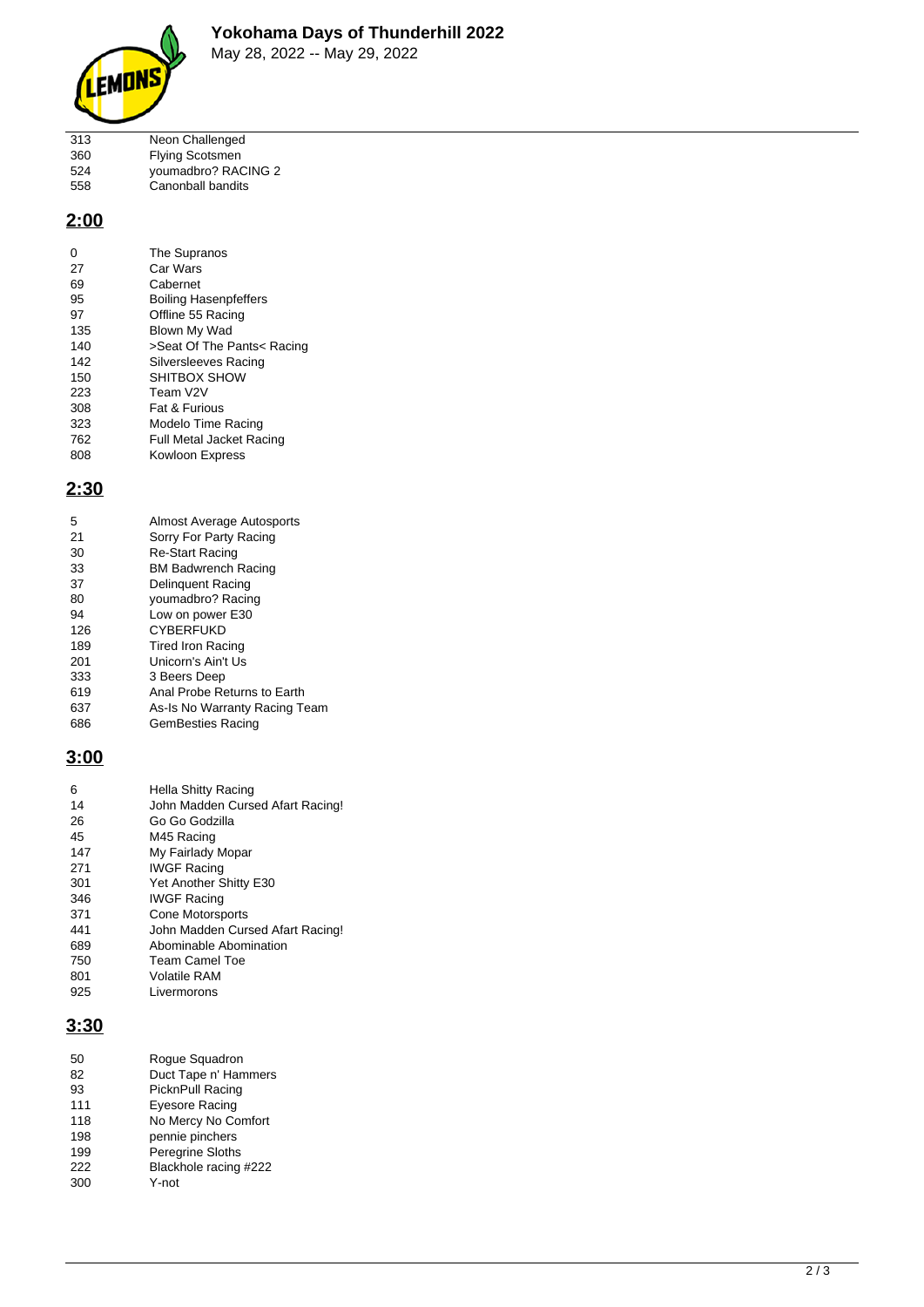# Yokohama Days of Thunderhill 2022

May 28, 2022 -- May 29, 2022

| | |
|---|---|
| 313 | Neon Challenged |
| 360 | Flying Scotsmen |
| 524 | youmadbro? RACING 2 |
| 558 | Canonball bandits |

## 2:00

| | |
|---|---|
| 0 | The Supranos |
| 27 | Car Wars |
| 69 | Cabernet |
| 95 | Boiling Hasenpfeffers |
| 97 | Offline 55 Racing |
| 135 | Blown My Wad |
| 140 | >Seat Of The Pants< Racing |
| 142 | Silversleeves Racing |
| 150 | SHITBOX SHOW |
| 223 | Team V2V |
| 308 | Fat & Furious |
| 323 | Modelo Time Racing |
| 762 | Full Metal Jacket Racing |
| 808 | Kowloon Express |

## 2:30

| | |
|---|---|
| 5 | Almost Average Autosports |
| 21 | Sorry For Party Racing |
| 30 | Re-Start Racing |
| 33 | BM Badwrench Racing |
| 37 | Delinquent Racing |
| 80 | youmadbro? Racing |
| 94 | Low on power E30 |
| 126 | CYBERFUKD |
| 189 | Tired Iron Racing |
| 201 | Unicorn's Ain't Us |
| 333 | 3 Beers Deep |
| 619 | Anal Probe Returns to Earth |
| 637 | As-Is No Warranty Racing Team |
| 686 | GemBesties Racing |

## 3:00

| | |
|---|---|
| 6 | Hella Shitty Racing |
| 14 | John Madden Cursed Afart Racing! |
| 26 | Go Go Godzilla |
| 45 | M45 Racing |
| 147 | My Fairlady Mopar |
| 271 | IWGF Racing |
| 301 | Yet Another Shitty E30 |
| 346 | IWGF Racing |
| 371 | Cone Motorsports |
| 441 | John Madden Cursed Afart Racing! |
| 689 | Abominable Abomination |
| 750 | Team Camel Toe |
| 801 | Volatile RAM |
| 925 | Livermorons |

## 3:30

| | |
|---|---|
| 50 | Rogue Squadron |
| 82 | Duct Tape n' Hammers |
| 93 | PicknPull Racing |
| 111 | Eyesore Racing |
| 118 | No Mercy No Comfort |
| 198 | pennie pinchers |
| 199 | Peregrine Sloths |
| 222 | Blackhole racing #222 |
| 300 | Y-not |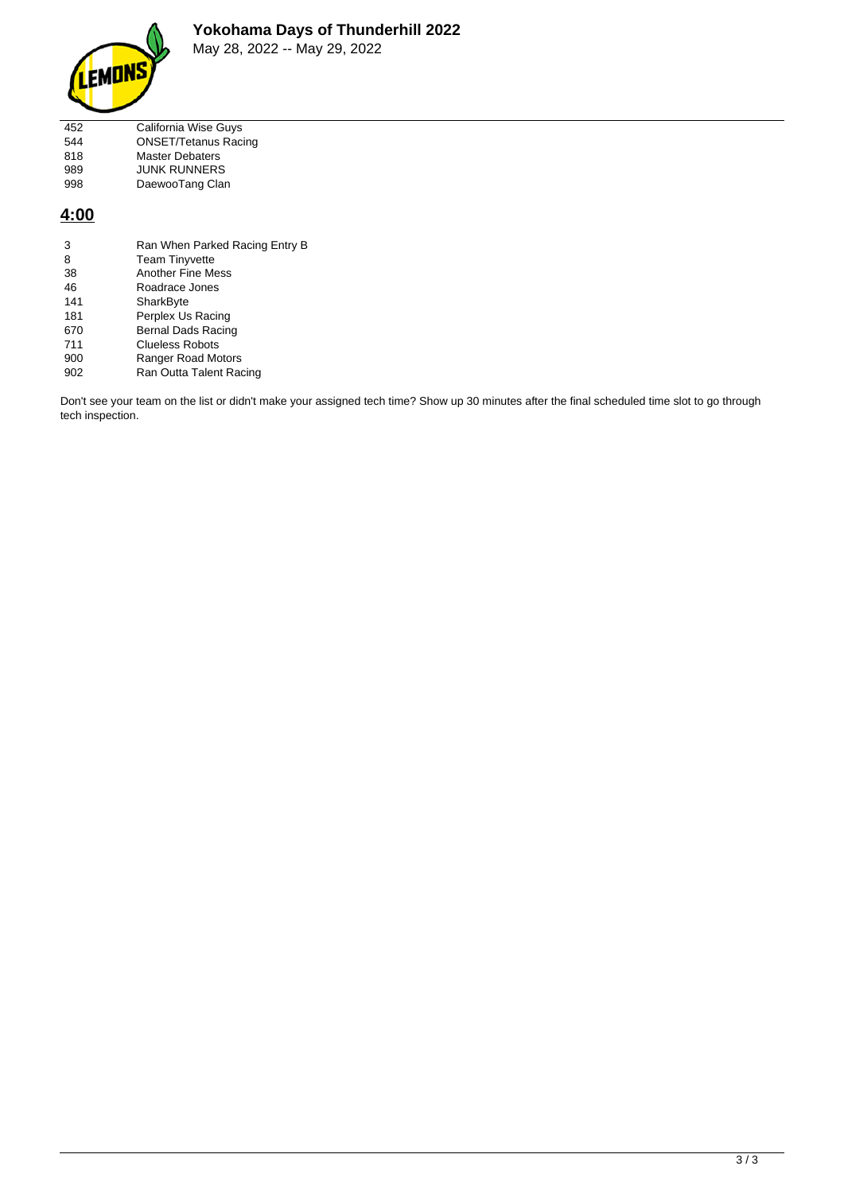| | |
|---|---|
| 452 | California Wise Guys |
| 544 | ONSET/Tetanus Racing |
| 818 | Master Debaters |
| 989 | JUNK RUNNERS |
| 998 | DaewooTang Clan |

## 4:00

| | |
|---|---|
| 3 | Ran When Parked Racing Entry B |
| 8 | Team Tinyvette |
| 38 | Another Fine Mess |
| 46 | Roadrace Jones |
| 141 | SharkByte |
| 181 | Perplex Us Racing |
| 670 | Bernal Dads Racing |
| 711 | Clueless Robots |
| 900 | Ranger Road Motors |
| 902 | Ran Outta Talent Racing |

Don't see your team on the list or didn't make your assigned tech time? Show up 30 minutes after the final scheduled time slot to go through tech inspection.